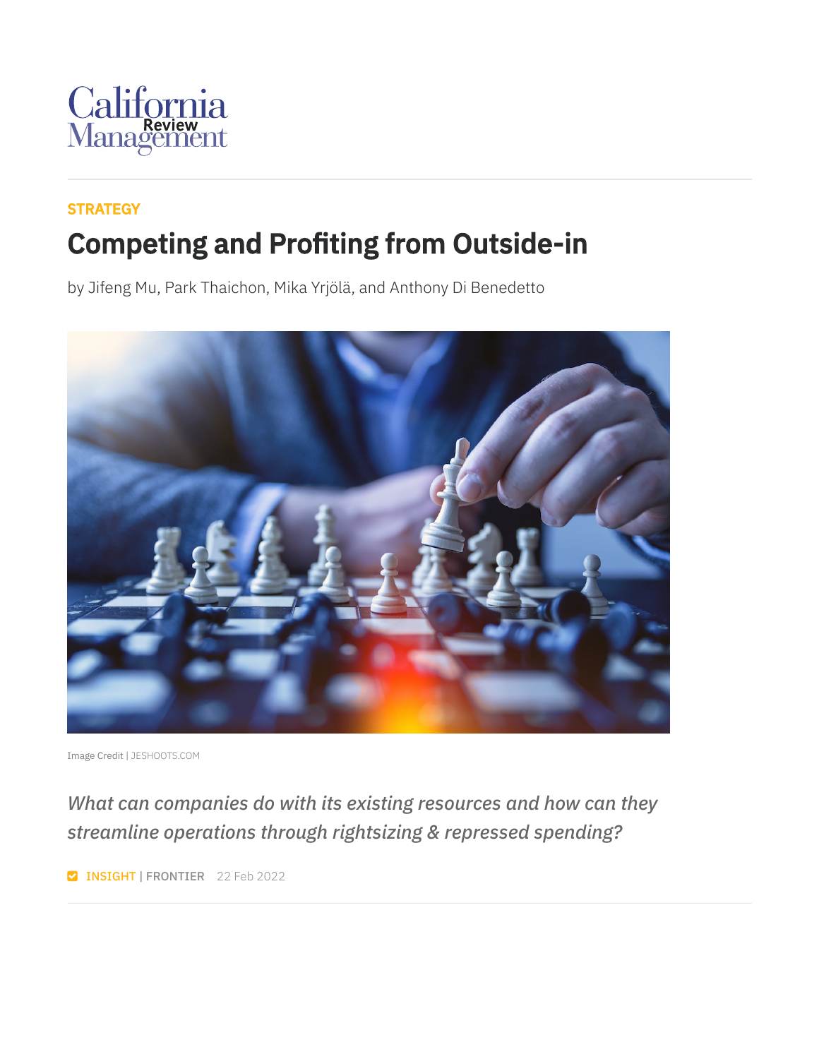California Management Review

STRATEGY

# Competing and Profiting from Outside-in

by Jifeng Mu, Park Thaichon, Mika Yrjölä, and Anthony Di Benedetto

Image Credit | JESHOOTS.COM

*What can companies do with its existing resources and how can they streamline operations through rightsizing & repressed spending?*

INSIGHT | FRONTIER 22 Feb 2022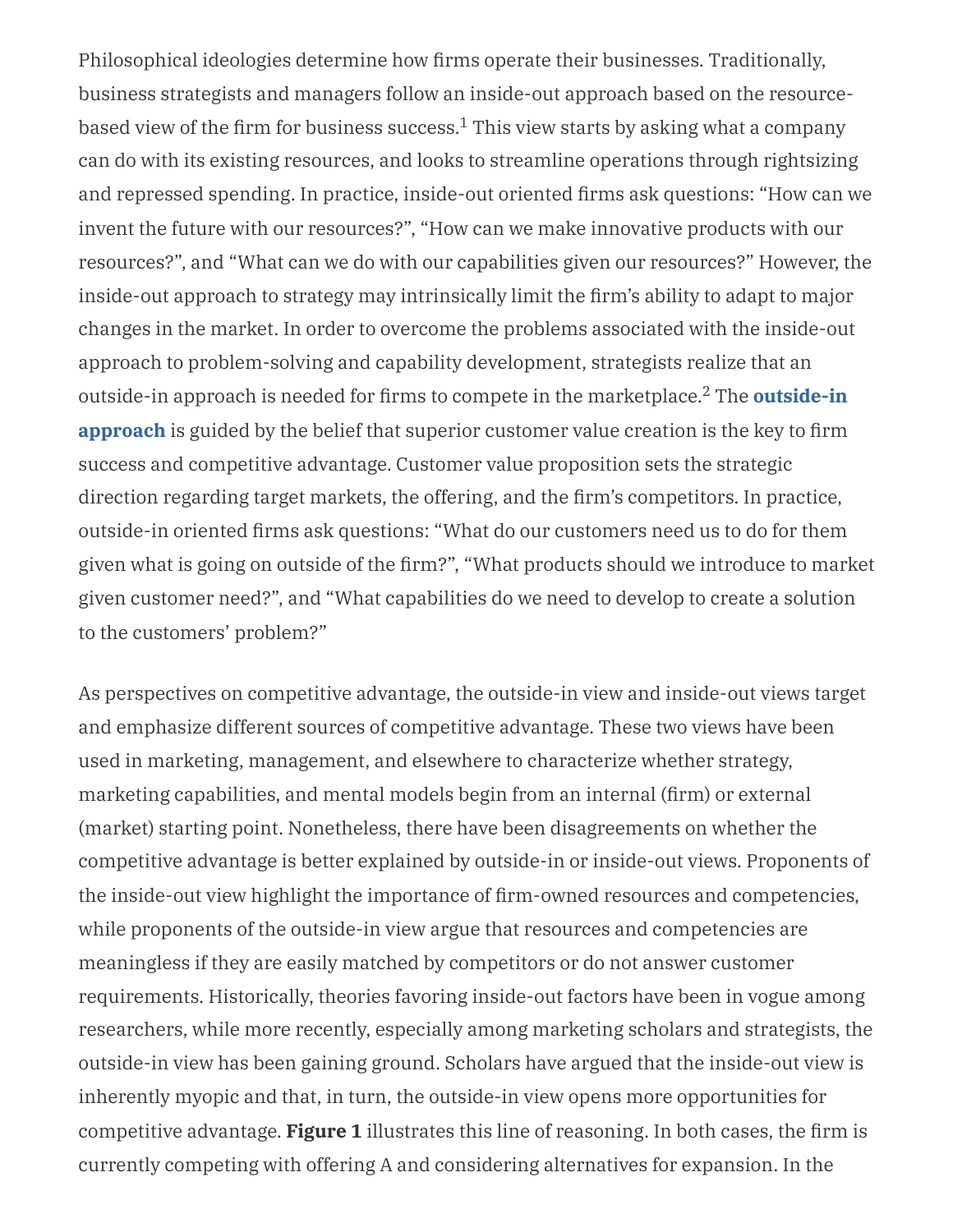Philosophical ideologies determine how firms operate their businesses. Traditionally, business strategists and managers follow an inside-out approach based on the resource-based view of the firm for business success.[1] This view starts by asking what a company can do with its existing resources, and looks to streamline operations through rightsizing and repressed spending. In practice, inside-out oriented firms ask questions: "How can we invent the future with our resources?", "How can we make innovative products with our resources?", and "What can we do with our capabilities given our resources?" However, the inside-out approach to strategy may intrinsically limit the firm's ability to adapt to major changes in the market. In order to overcome the problems associated with the inside-out approach to problem-solving and capability development, strategists realize that an outside-in approach is needed for firms to compete in the marketplace.[2] The **outside-in approach** is guided by the belief that superior customer value creation is the key to firm success and competitive advantage. Customer value proposition sets the strategic direction regarding target markets, the offering, and the firm's competitors. In practice, outside-in oriented firms ask questions: "What do our customers need us to do for them given what is going on outside of the firm?", "What products should we introduce to market given customer need?", and "What capabilities do we need to develop to create a solution to the customers' problem?"

As perspectives on competitive advantage, the outside-in view and inside-out views target and emphasize different sources of competitive advantage. These two views have been used in marketing, management, and elsewhere to characterize whether strategy, marketing capabilities, and mental models begin from an internal (firm) or external (market) starting point. Nonetheless, there have been disagreements on whether the competitive advantage is better explained by outside-in or inside-out views. Proponents of the inside-out view highlight the importance of firm-owned resources and competencies, while proponents of the outside-in view argue that resources and competencies are meaningless if they are easily matched by competitors or do not answer customer requirements. Historically, theories favoring inside-out factors have been in vogue among researchers, while more recently, especially among marketing scholars and strategists, the outside-in view has been gaining ground. Scholars have argued that the inside-out view is inherently myopic and that, in turn, the outside-in view opens more opportunities for competitive advantage. **Figure 1** illustrates this line of reasoning. In both cases, the firm is currently competing with offering A and considering alternatives for expansion. In the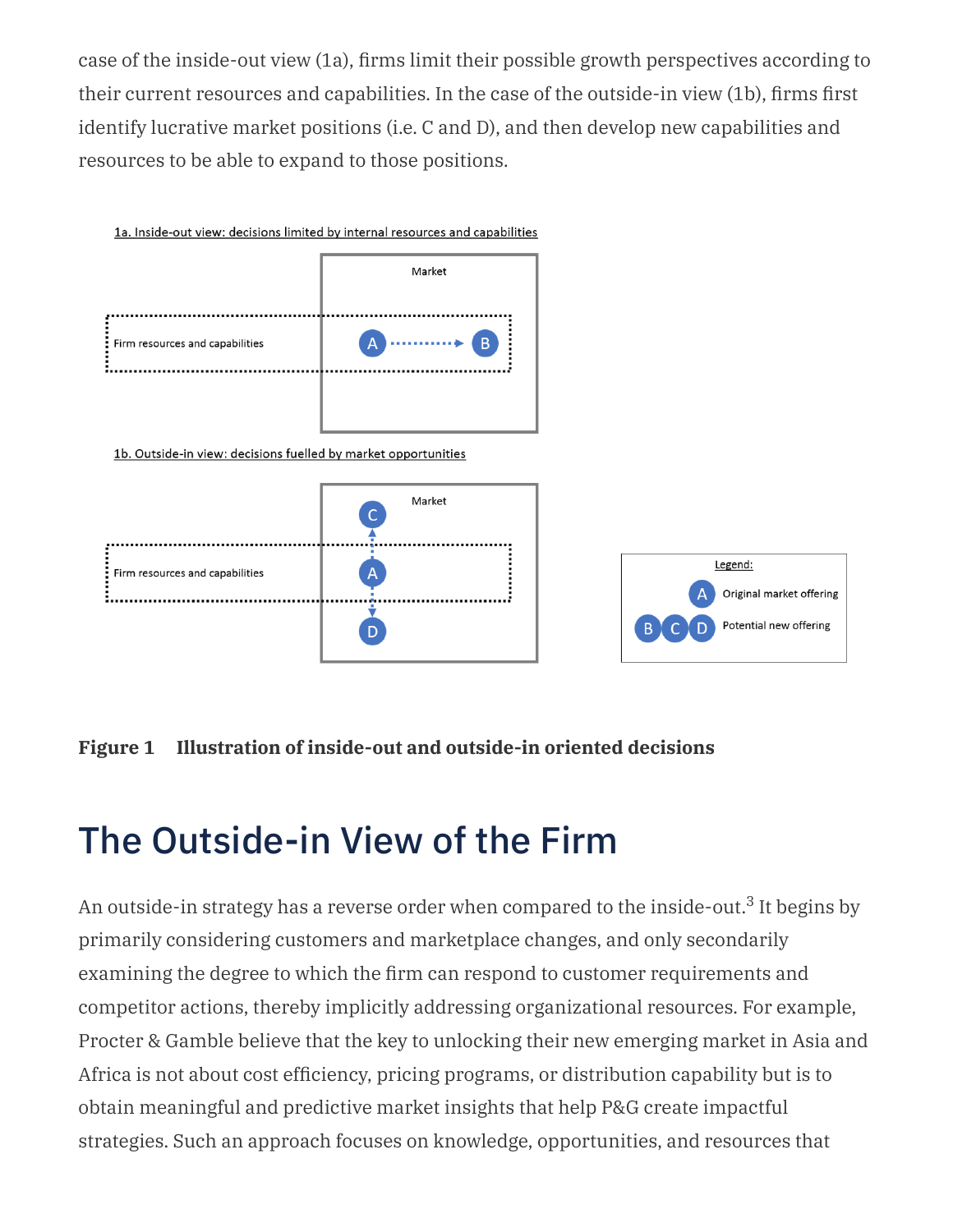case of the inside-out view (1a), firms limit their possible growth perspectives according to their current resources and capabilities. In the case of the outside-in view (1b), firms first identify lucrative market positions (i.e. C and D), and then develop new capabilities and resources to be able to expand to those positions.

**Figure 1 Illustration of inside-out and outside-in oriented decisions**

# The Outside-in View of the Firm

An outside-in strategy has a reverse order when compared to the inside-out.[3] It begins by primarily considering customers and marketplace changes, and only secondarily examining the degree to which the firm can respond to customer requirements and competitor actions, thereby implicitly addressing organizational resources. For example, Procter & Gamble believe that the key to unlocking their new emerging market in Asia and Africa is not about cost efficiency, pricing programs, or distribution capability but is to obtain meaningful and predictive market insights that help P&G create impactful strategies. Such an approach focuses on knowledge, opportunities, and resources that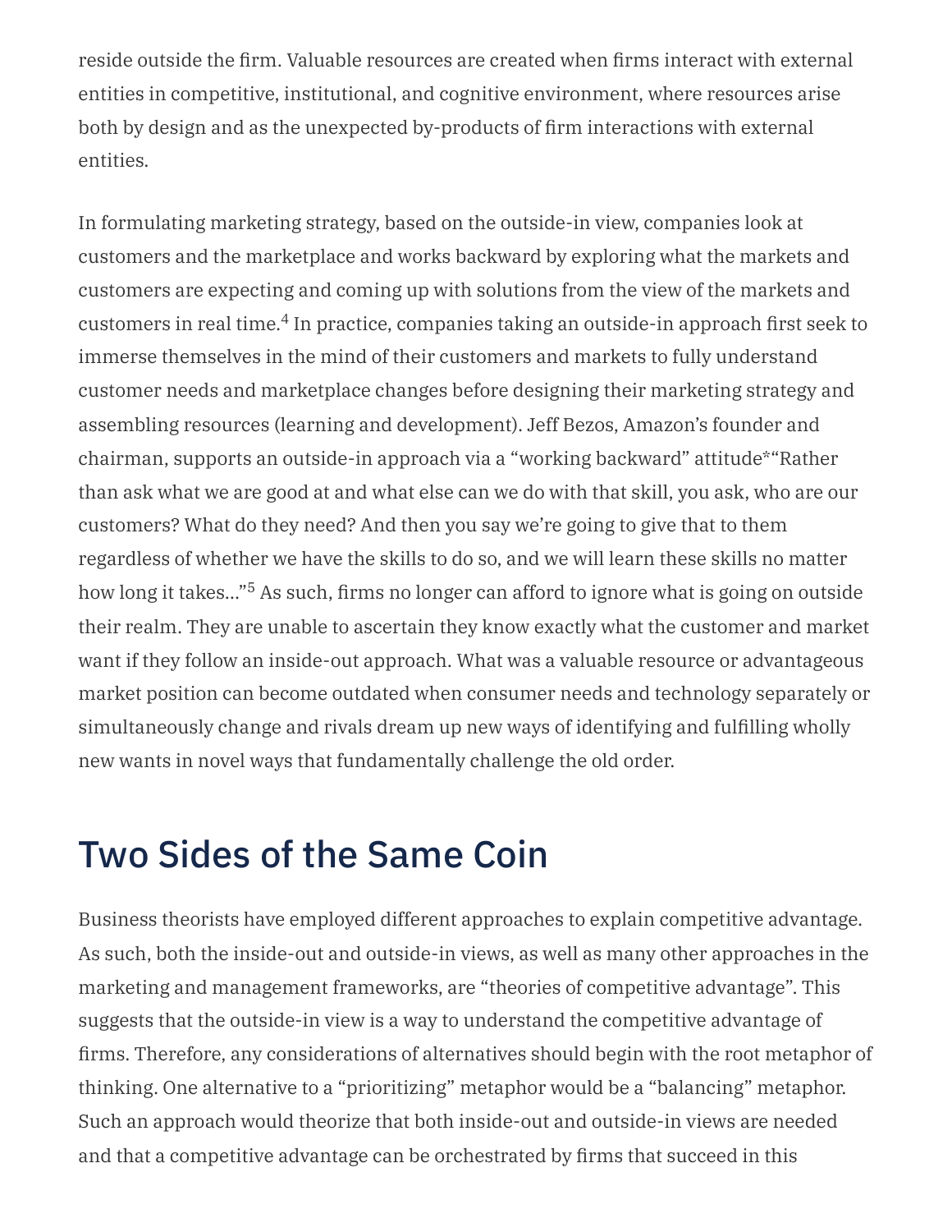reside outside the firm. Valuable resources are created when firms interact with external entities in competitive, institutional, and cognitive environment, where resources arise both by design and as the unexpected by-products of firm interactions with external entities.

In formulating marketing strategy, based on the outside-in view, companies look at customers and the marketplace and works backward by exploring what the markets and customers are expecting and coming up with solutions from the view of the markets and customers in real time.[4] In practice, companies taking an outside-in approach first seek to immerse themselves in the mind of their customers and markets to fully understand customer needs and marketplace changes before designing their marketing strategy and assembling resources (learning and development). Jeff Bezos, Amazon's founder and chairman, supports an outside-in approach via a "working backward" attitude*"Rather than ask what we are good at and what else can we do with that skill, you ask, who are our customers? What do they need? And then you say we're going to give that to them regardless of whether we have the skills to do so, and we will learn these skills no matter how long it takes..."[5] As such, firms no longer can afford to ignore what is going on outside their realm. They are unable to ascertain they know exactly what the customer and market want if they follow an inside-out approach. What was a valuable resource or advantageous market position can become outdated when consumer needs and technology separately or simultaneously change and rivals dream up new ways of identifying and fulfilling wholly new wants in novel ways that fundamentally challenge the old order.

## Two Sides of the Same Coin

Business theorists have employed different approaches to explain competitive advantage. As such, both the inside-out and outside-in views, as well as many other approaches in the marketing and management frameworks, are "theories of competitive advantage". This suggests that the outside-in view is a way to understand the competitive advantage of firms. Therefore, any considerations of alternatives should begin with the root metaphor of thinking. One alternative to a "prioritizing" metaphor would be a "balancing" metaphor. Such an approach would theorize that both inside-out and outside-in views are needed and that a competitive advantage can be orchestrated by firms that succeed in this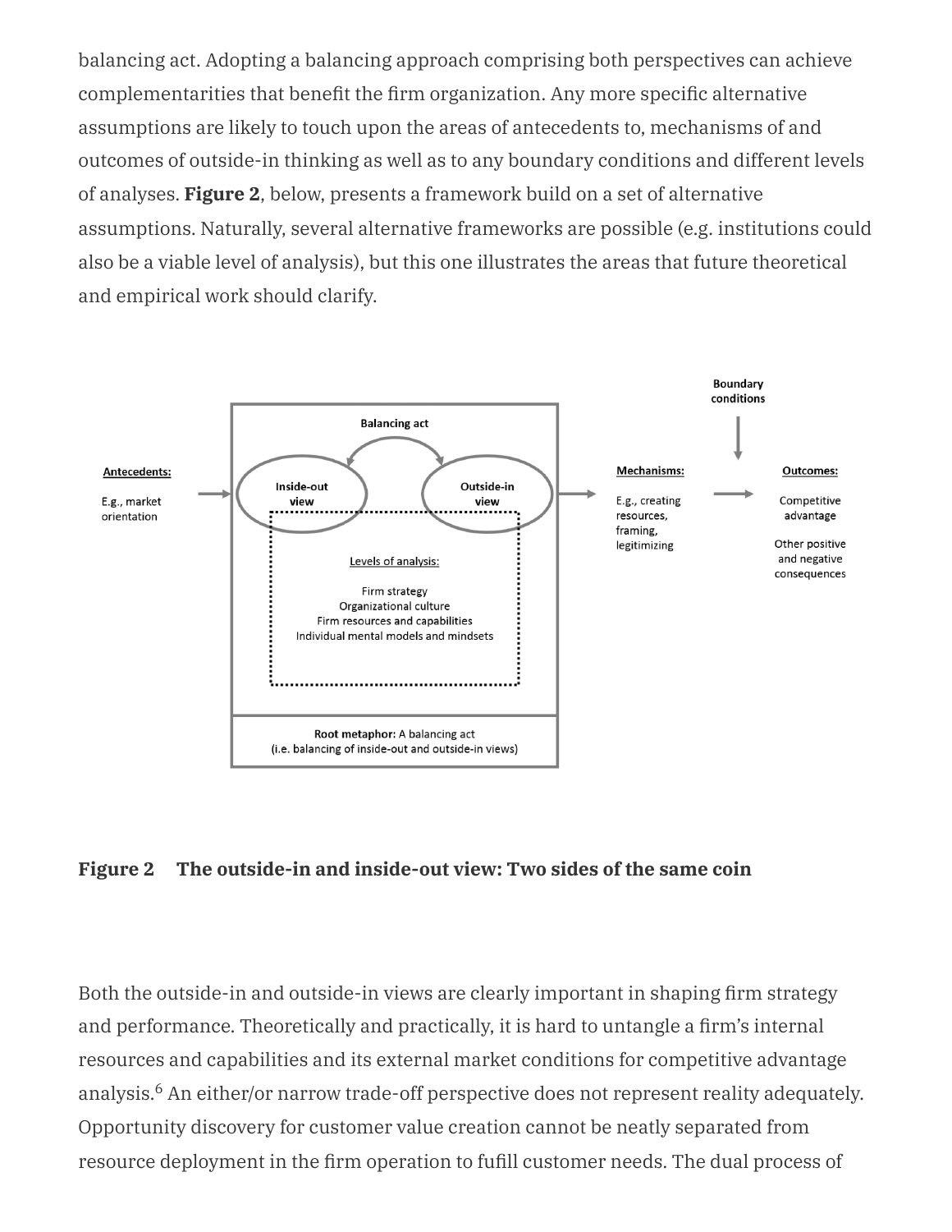balancing act. Adopting a balancing approach comprising both perspectives can achieve complementarities that benefit the firm organization. Any more specific alternative assumptions are likely to touch upon the areas of antecedents to, mechanisms of and outcomes of outside-in thinking as well as to any boundary conditions and different levels of analyses. **Figure 2**, below, presents a framework build on a set of alternative assumptions. Naturally, several alternative frameworks are possible (e.g. institutions could also be a viable level of analysis), but this one illustrates the areas that future theoretical and empirical work should clarify.

**Figure 2 The outside-in and inside-out view: Two sides of the same coin**

Both the outside-in and outside-in views are clearly important in shaping firm strategy and performance. Theoretically and practically, it is hard to untangle a firm's internal resources and capabilities and its external market conditions for competitive advantage analysis.[6] An either/or narrow trade-off perspective does not represent reality adequately. Opportunity discovery for customer value creation cannot be neatly separated from resource deployment in the firm operation to fufill customer needs. The dual process of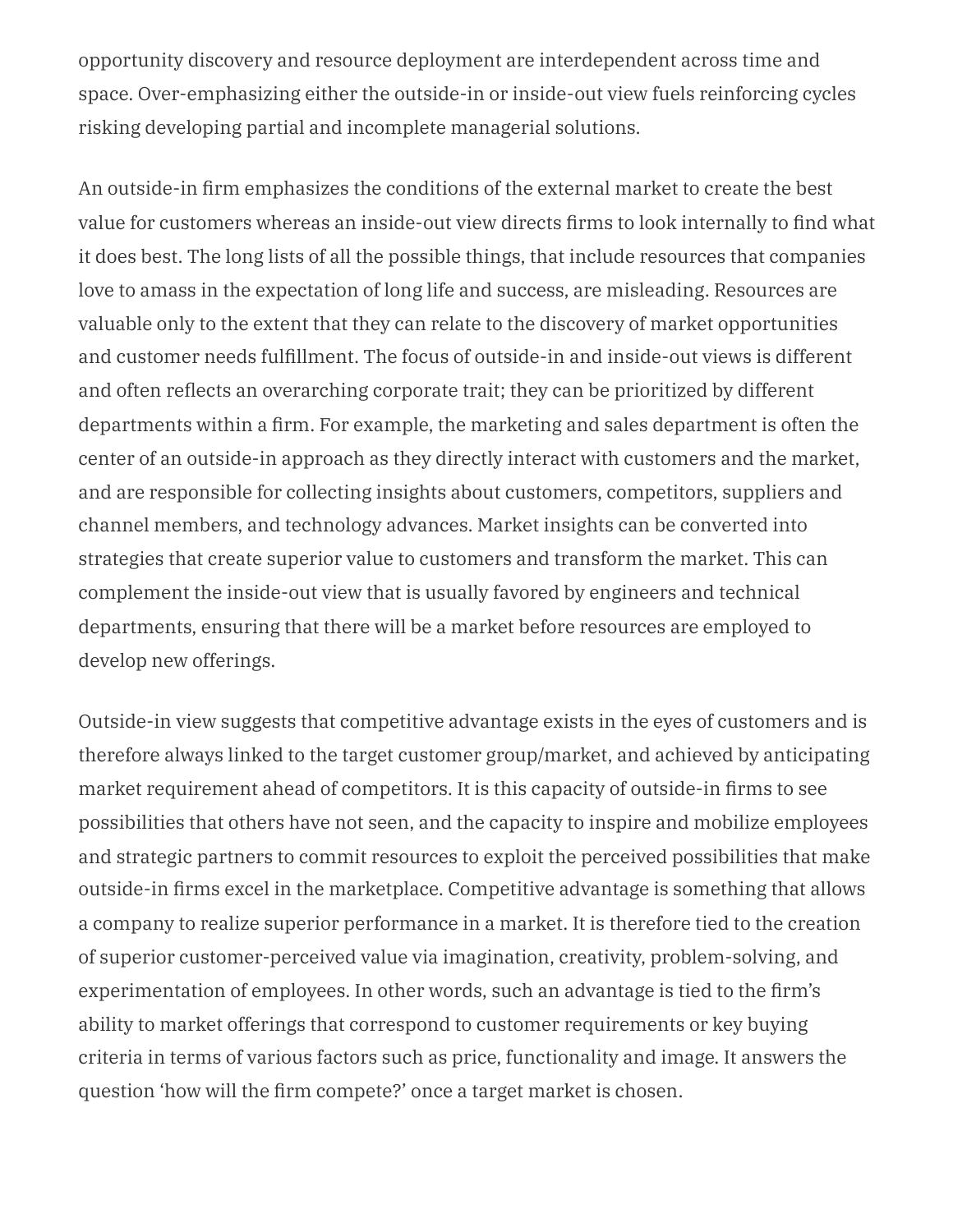opportunity discovery and resource deployment are interdependent across time and space. Over-emphasizing either the outside-in or inside-out view fuels reinforcing cycles risking developing partial and incomplete managerial solutions.

An outside-in firm emphasizes the conditions of the external market to create the best value for customers whereas an inside-out view directs firms to look internally to find what it does best. The long lists of all the possible things, that include resources that companies love to amass in the expectation of long life and success, are misleading. Resources are valuable only to the extent that they can relate to the discovery of market opportunities and customer needs fulfillment. The focus of outside-in and inside-out views is different and often reflects an overarching corporate trait; they can be prioritized by different departments within a firm. For example, the marketing and sales department is often the center of an outside-in approach as they directly interact with customers and the market, and are responsible for collecting insights about customers, competitors, suppliers and channel members, and technology advances. Market insights can be converted into strategies that create superior value to customers and transform the market. This can complement the inside-out view that is usually favored by engineers and technical departments, ensuring that there will be a market before resources are employed to develop new offerings.

Outside-in view suggests that competitive advantage exists in the eyes of customers and is therefore always linked to the target customer group/market, and achieved by anticipating market requirement ahead of competitors. It is this capacity of outside-in firms to see possibilities that others have not seen, and the capacity to inspire and mobilize employees and strategic partners to commit resources to exploit the perceived possibilities that make outside-in firms excel in the marketplace. Competitive advantage is something that allows a company to realize superior performance in a market. It is therefore tied to the creation of superior customer-perceived value via imagination, creativity, problem-solving, and experimentation of employees. In other words, such an advantage is tied to the firm's ability to market offerings that correspond to customer requirements or key buying criteria in terms of various factors such as price, functionality and image. It answers the question 'how will the firm compete?' once a target market is chosen.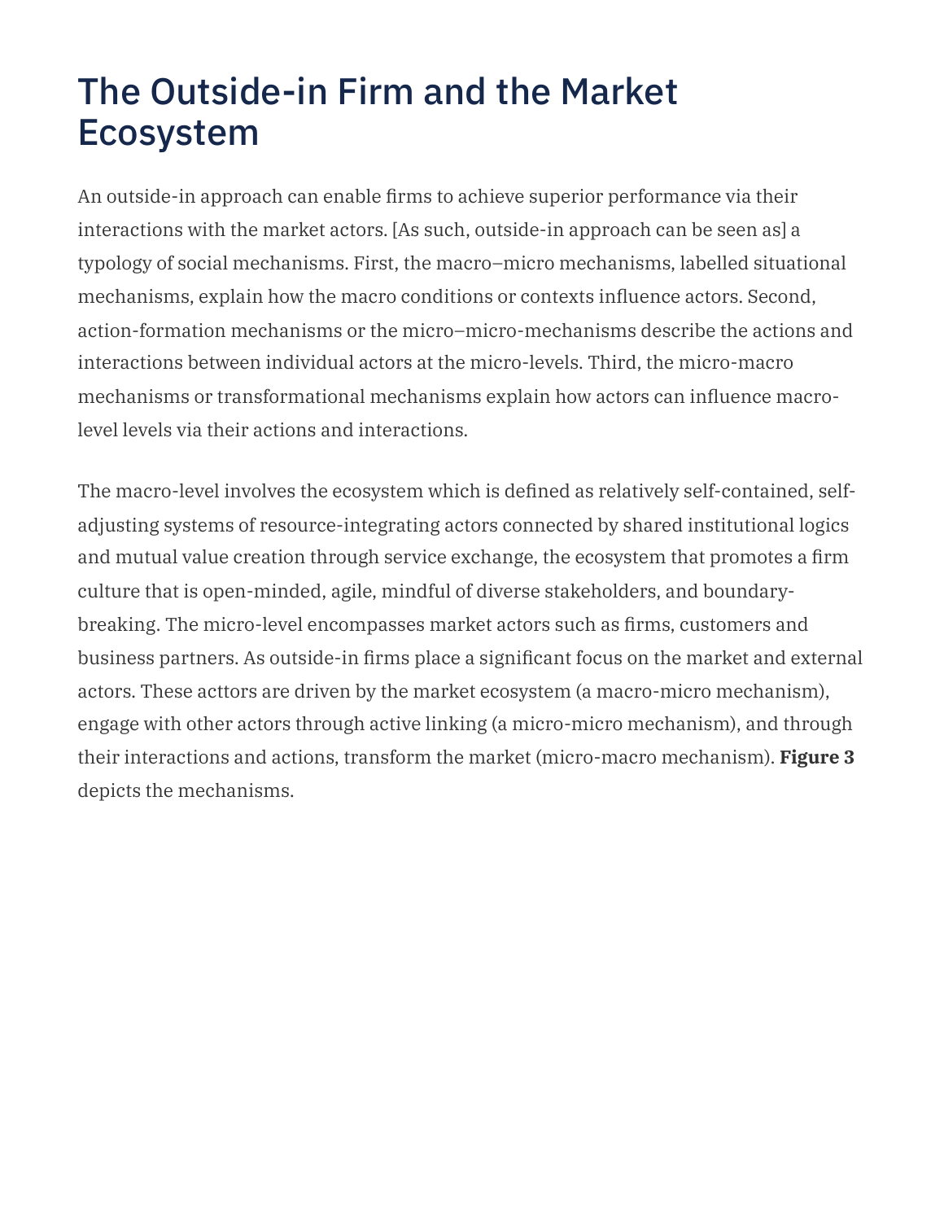# The Outside-in Firm and the Market Ecosystem

An outside-in approach can enable firms to achieve superior performance via their interactions with the market actors. [As such, outside-in approach can be seen as] a typology of social mechanisms. First, the macro–micro mechanisms, labelled situational mechanisms, explain how the macro conditions or contexts influence actors. Second, action-formation mechanisms or the micro–micro-mechanisms describe the actions and interactions between individual actors at the micro-levels. Third, the micro-macro mechanisms or transformational mechanisms explain how actors can influence macro-level levels via their actions and interactions.

The macro-level involves the ecosystem which is defined as relatively self-contained, self-adjusting systems of resource-integrating actors connected by shared institutional logics and mutual value creation through service exchange, the ecosystem that promotes a firm culture that is open-minded, agile, mindful of diverse stakeholders, and boundary-breaking. The micro-level encompasses market actors such as firms, customers and business partners. As outside-in firms place a significant focus on the market and external actors. These acttors are driven by the market ecosystem (a macro-micro mechanism), engage with other actors through active linking (a micro-micro mechanism), and through their interactions and actions, transform the market (micro-macro mechanism). **Figure 3** depicts the mechanisms.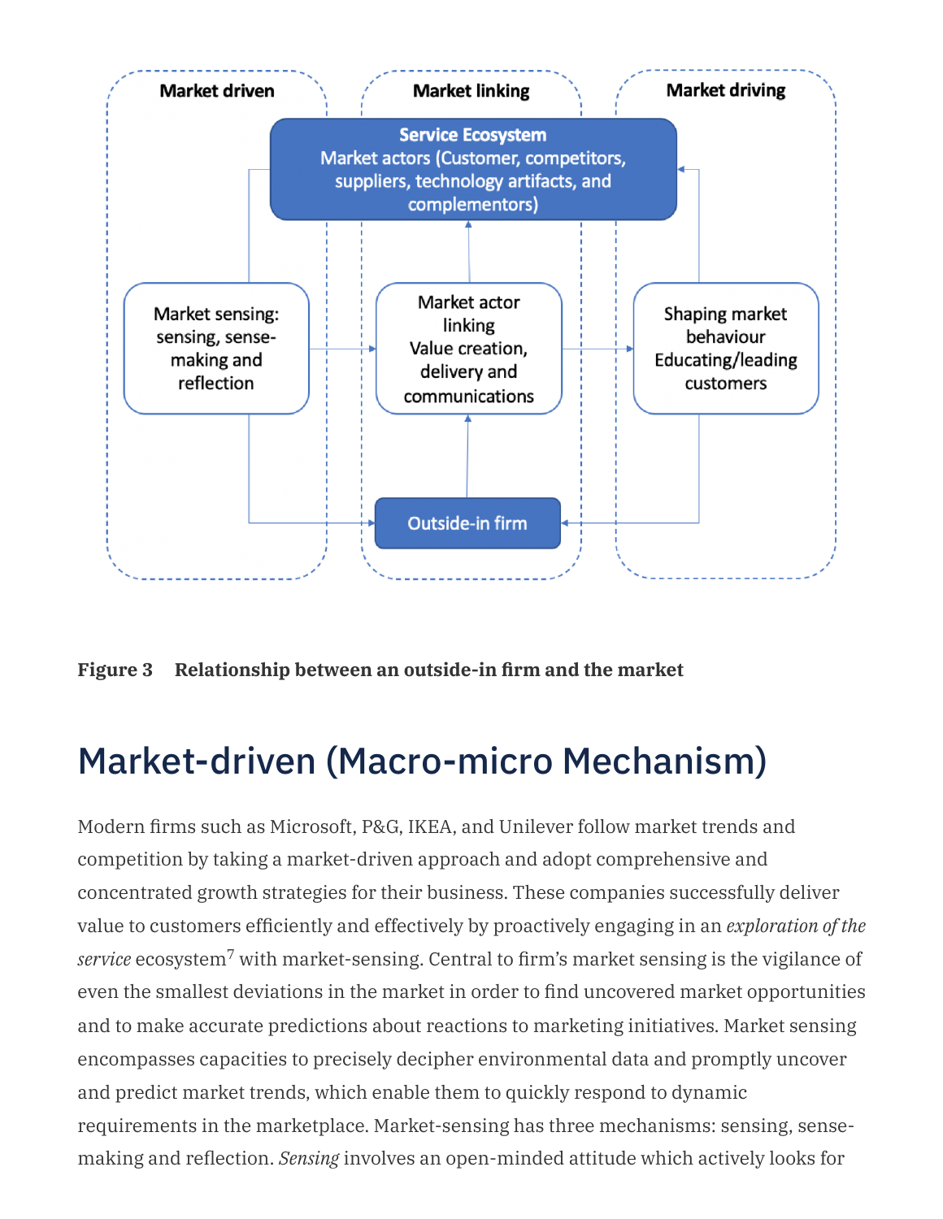**Figure 3 Relationship between an outside-in firm and the market**

# Market-driven (Macro-micro Mechanism)

Modern firms such as Microsoft, P&G, IKEA, and Unilever follow market trends and competition by taking a market-driven approach and adopt comprehensive and concentrated growth strategies for their business. These companies successfully deliver value to customers efficiently and effectively by proactively engaging in an *exploration of the service* ecosystem[7] with market-sensing. Central to firm's market sensing is the vigilance of even the smallest deviations in the market in order to find uncovered market opportunities and to make accurate predictions about reactions to marketing initiatives. Market sensing encompasses capacities to precisely decipher environmental data and promptly uncover and predict market trends, which enable them to quickly respond to dynamic requirements in the marketplace. Market-sensing has three mechanisms: sensing, sense-making and reflection. *Sensing* involves an open-minded attitude which actively looks for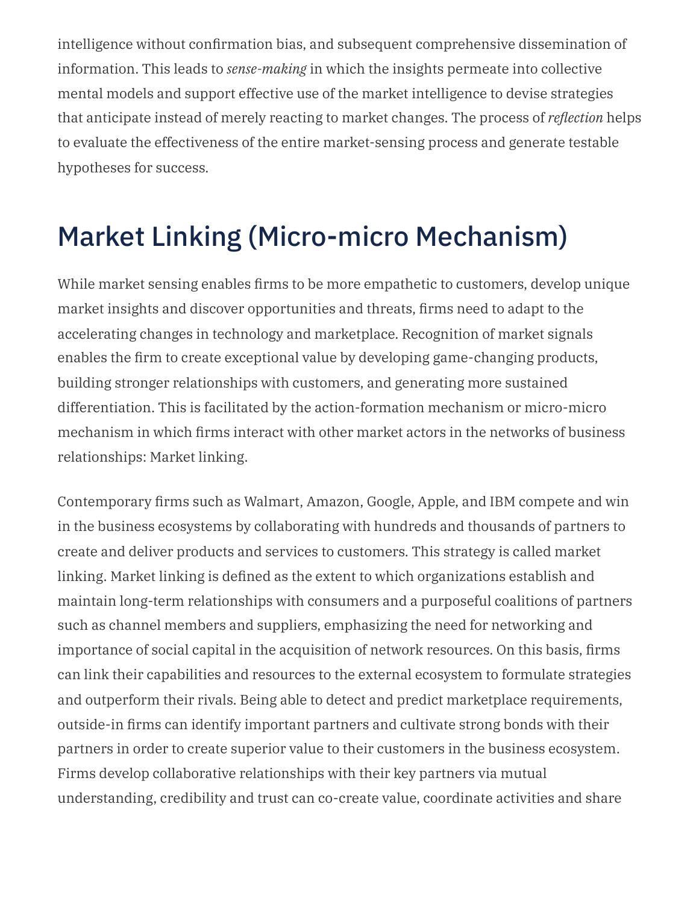intelligence without confirmation bias, and subsequent comprehensive dissemination of information. This leads to *sense-making* in which the insights permeate into collective mental models and support effective use of the market intelligence to devise strategies that anticipate instead of merely reacting to market changes. The process of *reflection* helps to evaluate the effectiveness of the entire market-sensing process and generate testable hypotheses for success.

## Market Linking (Micro-micro Mechanism)

While market sensing enables firms to be more empathetic to customers, develop unique market insights and discover opportunities and threats, firms need to adapt to the accelerating changes in technology and marketplace. Recognition of market signals enables the firm to create exceptional value by developing game-changing products, building stronger relationships with customers, and generating more sustained differentiation. This is facilitated by the action-formation mechanism or micro-micro mechanism in which firms interact with other market actors in the networks of business relationships: Market linking.

Contemporary firms such as Walmart, Amazon, Google, Apple, and IBM compete and win in the business ecosystems by collaborating with hundreds and thousands of partners to create and deliver products and services to customers. This strategy is called market linking. Market linking is defined as the extent to which organizations establish and maintain long-term relationships with consumers and a purposeful coalitions of partners such as channel members and suppliers, emphasizing the need for networking and importance of social capital in the acquisition of network resources. On this basis, firms can link their capabilities and resources to the external ecosystem to formulate strategies and outperform their rivals. Being able to detect and predict marketplace requirements, outside-in firms can identify important partners and cultivate strong bonds with their partners in order to create superior value to their customers in the business ecosystem. Firms develop collaborative relationships with their key partners via mutual understanding, credibility and trust can co-create value, coordinate activities and share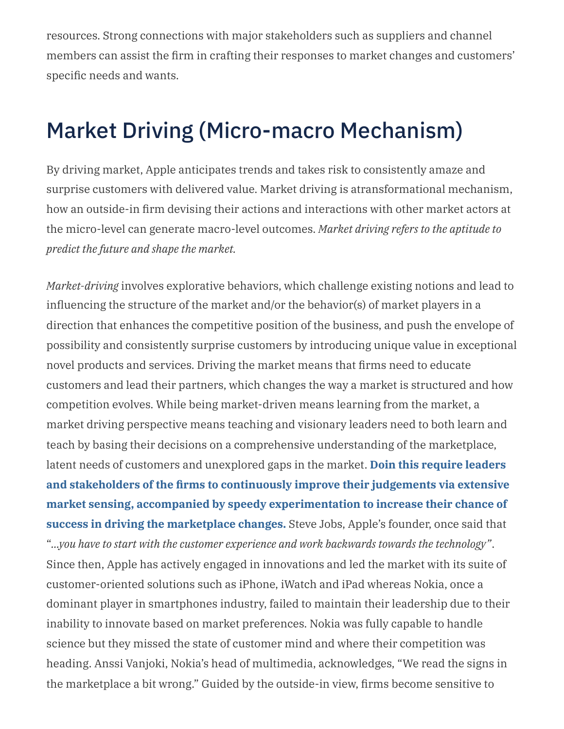resources. Strong connections with major stakeholders such as suppliers and channel members can assist the firm in crafting their responses to market changes and customers' specific needs and wants.

## Market Driving (Micro-macro Mechanism)

By driving market, Apple anticipates trends and takes risk to consistently amaze and surprise customers with delivered value. Market driving is atransformational mechanism, how an outside-in firm devising their actions and interactions with other market actors at the micro-level can generate macro-level outcomes. *Market driving refers to the aptitude to predict the future and shape the market.*

*Market-driving* involves explorative behaviors, which challenge existing notions and lead to influencing the structure of the market and/or the behavior(s) of market players in a direction that enhances the competitive position of the business, and push the envelope of possibility and consistently surprise customers by introducing unique value in exceptional novel products and services. Driving the market means that firms need to educate customers and lead their partners, which changes the way a market is structured and how competition evolves. While being market-driven means learning from the market, a market driving perspective means teaching and visionary leaders need to both learn and teach by basing their decisions on a comprehensive understanding of the marketplace, latent needs of customers and unexplored gaps in the market. **Doin this require leaders and stakeholders of the firms to continuously improve their judgements via extensive market sensing, accompanied by speedy experimentation to increase their chance of success in driving the marketplace changes.** Steve Jobs, Apple's founder, once said that *"…you have to start with the customer experience and work backwards towards the technology"*. Since then, Apple has actively engaged in innovations and led the market with its suite of customer-oriented solutions such as iPhone, iWatch and iPad whereas Nokia, once a dominant player in smartphones industry, failed to maintain their leadership due to their inability to innovate based on market preferences. Nokia was fully capable to handle science but they missed the state of customer mind and where their competition was heading. Anssi Vanjoki, Nokia's head of multimedia, acknowledges, "We read the signs in the marketplace a bit wrong." Guided by the outside-in view, firms become sensitive to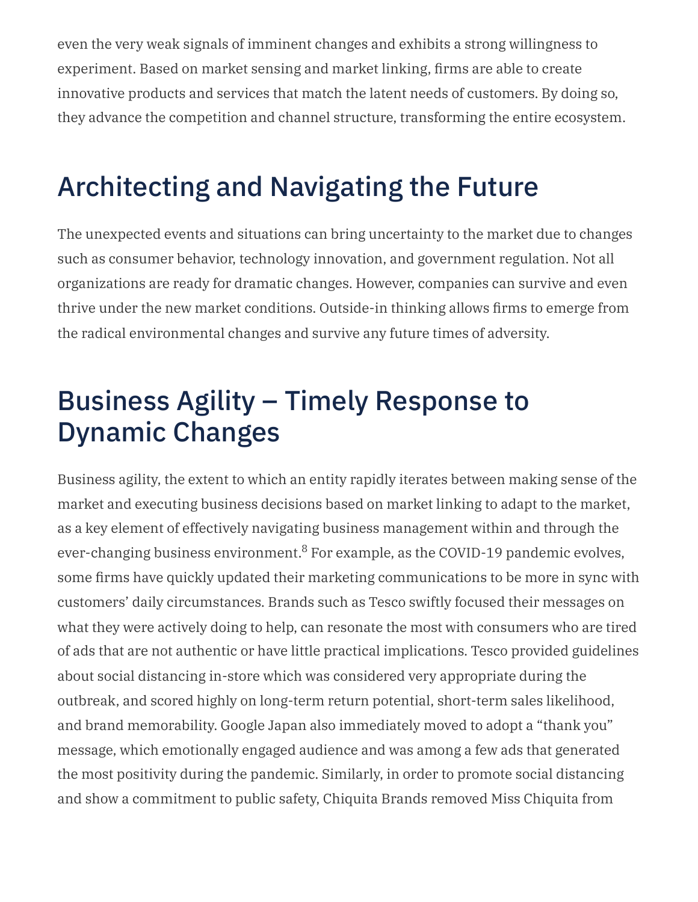even the very weak signals of imminent changes and exhibits a strong willingness to experiment. Based on market sensing and market linking, firms are able to create innovative products and services that match the latent needs of customers. By doing so, they advance the competition and channel structure, transforming the entire ecosystem.

## Architecting and Navigating the Future

The unexpected events and situations can bring uncertainty to the market due to changes such as consumer behavior, technology innovation, and government regulation. Not all organizations are ready for dramatic changes. However, companies can survive and even thrive under the new market conditions. Outside-in thinking allows firms to emerge from the radical environmental changes and survive any future times of adversity.

## Business Agility – Timely Response to Dynamic Changes

Business agility, the extent to which an entity rapidly iterates between making sense of the market and executing business decisions based on market linking to adapt to the market, as a key element of effectively navigating business management within and through the ever-changing business environment.[8] For example, as the COVID-19 pandemic evolves, some firms have quickly updated their marketing communications to be more in sync with customers' daily circumstances. Brands such as Tesco swiftly focused their messages on what they were actively doing to help, can resonate the most with consumers who are tired of ads that are not authentic or have little practical implications. Tesco provided guidelines about social distancing in-store which was considered very appropriate during the outbreak, and scored highly on long-term return potential, short-term sales likelihood, and brand memorability. Google Japan also immediately moved to adopt a "thank you" message, which emotionally engaged audience and was among a few ads that generated the most positivity during the pandemic. Similarly, in order to promote social distancing and show a commitment to public safety, Chiquita Brands removed Miss Chiquita from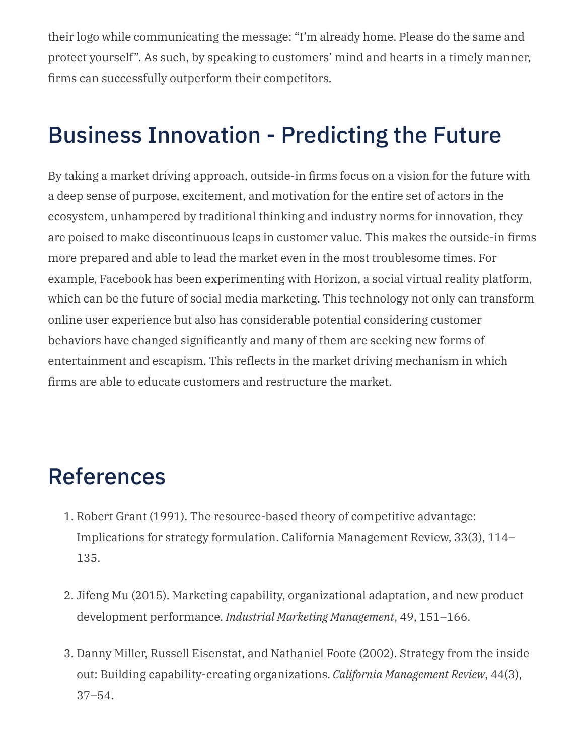their logo while communicating the message: "I'm already home. Please do the same and protect yourself". As such, by speaking to customers' mind and hearts in a timely manner, firms can successfully outperform their competitors.

## Business Innovation - Predicting the Future

By taking a market driving approach, outside-in firms focus on a vision for the future with a deep sense of purpose, excitement, and motivation for the entire set of actors in the ecosystem, unhampered by traditional thinking and industry norms for innovation, they are poised to make discontinuous leaps in customer value. This makes the outside-in firms more prepared and able to lead the market even in the most troublesome times. For example, Facebook has been experimenting with Horizon, a social virtual reality platform, which can be the future of social media marketing. This technology not only can transform online user experience but also has considerable potential considering customer behaviors have changed significantly and many of them are seeking new forms of entertainment and escapism. This reflects in the market driving mechanism in which firms are able to educate customers and restructure the market.

## References

1. Robert Grant (1991). The resource-based theory of competitive advantage: Implications for strategy formulation. California Management Review, 33(3), 114–135.

2. Jifeng Mu (2015). Marketing capability, organizational adaptation, and new product development performance. *Industrial Marketing Management*, 49, 151–166.

3. Danny Miller, Russell Eisenstat, and Nathaniel Foote (2002). Strategy from the inside out: Building capability-creating organizations. *California Management Review*, 44(3), 37–54.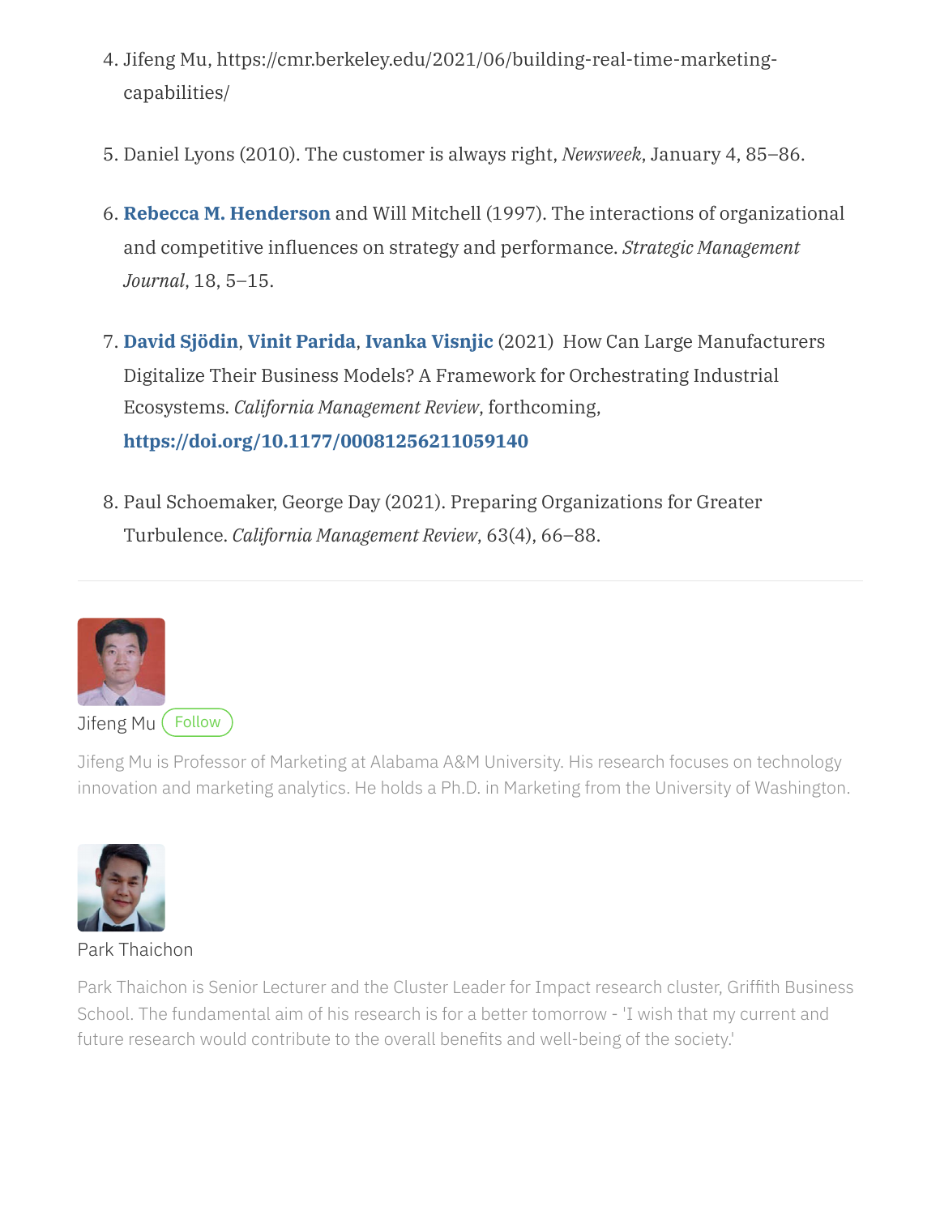4. Jifeng Mu, https://cmr.berkeley.edu/2021/06/building-real-time-marketing-capabilities/

5. Daniel Lyons (2010). The customer is always right, *Newsweek*, January 4, 85–86.

6. **Rebecca M. Henderson** and Will Mitchell (1997). The interactions of organizational and competitive influences on strategy and performance. *Strategic Management Journal*, 18, 5–15.

7. **David Sjödin**, **Vinit Parida**, **Ivanka Visnjic** (2021) How Can Large Manufacturers Digitalize Their Business Models? A Framework for Orchestrating Industrial Ecosystems. *California Management Review*, forthcoming, **https://doi.org/10.1177/00081256211059140**

8. Paul Schoemaker, George Day (2021). Preparing Organizations for Greater Turbulence. *California Management Review*, 63(4), 66–88.

---

Jifeng Mu Follow

Jifeng Mu is Professor of Marketing at Alabama A&M University. His research focuses on technology innovation and marketing analytics. He holds a Ph.D. in Marketing from the University of Washington.

Park Thaichon

Park Thaichon is Senior Lecturer and the Cluster Leader for Impact research cluster, Griffith Business School. The fundamental aim of his research is for a better tomorrow - 'I wish that my current and future research would contribute to the overall benefits and well-being of the society.'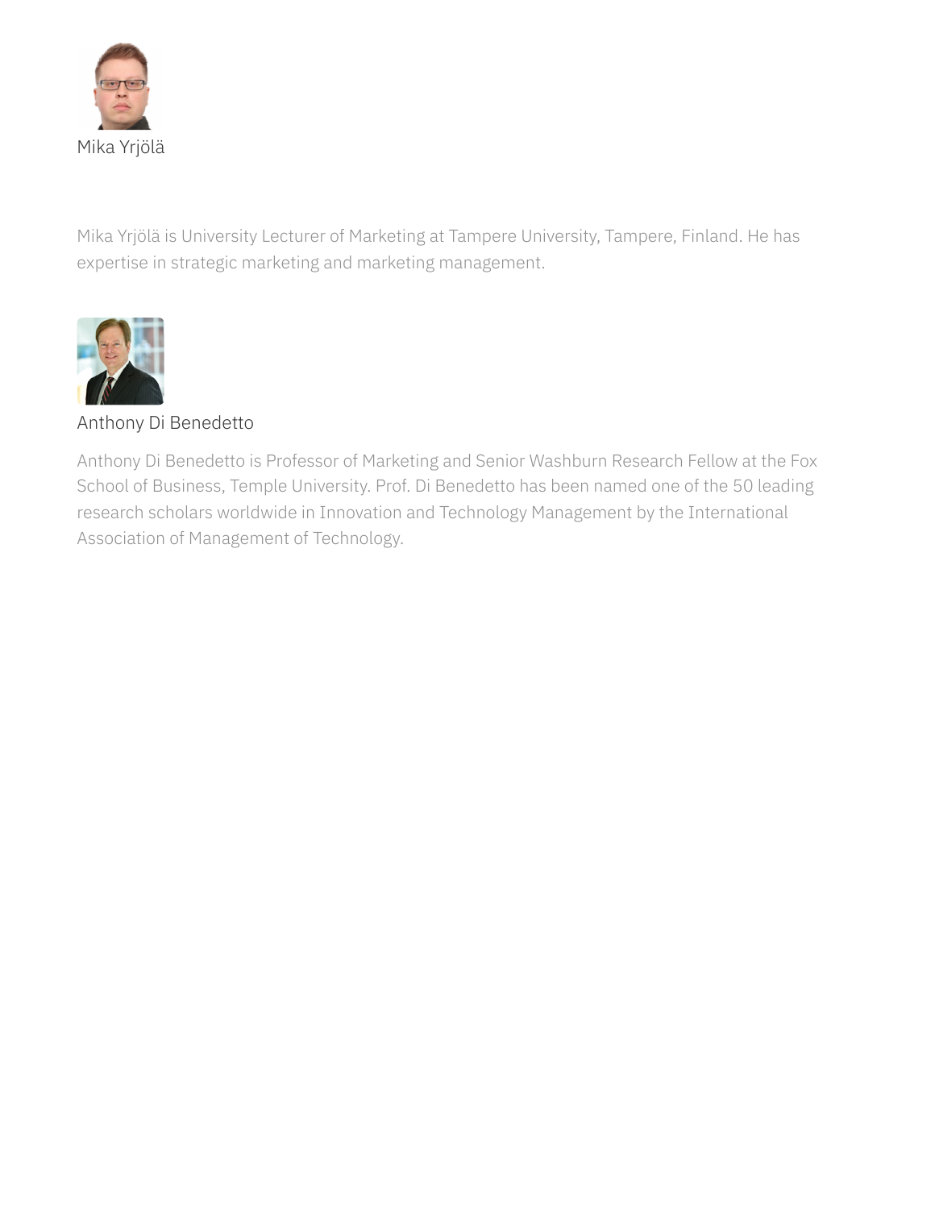Mika Yrjölä

Mika Yrjölä is University Lecturer of Marketing at Tampere University, Tampere, Finland. He has expertise in strategic marketing and marketing management.

Anthony Di Benedetto

Anthony Di Benedetto is Professor of Marketing and Senior Washburn Research Fellow at the Fox School of Business, Temple University. Prof. Di Benedetto has been named one of the 50 leading research scholars worldwide in Innovation and Technology Management by the International Association of Management of Technology.